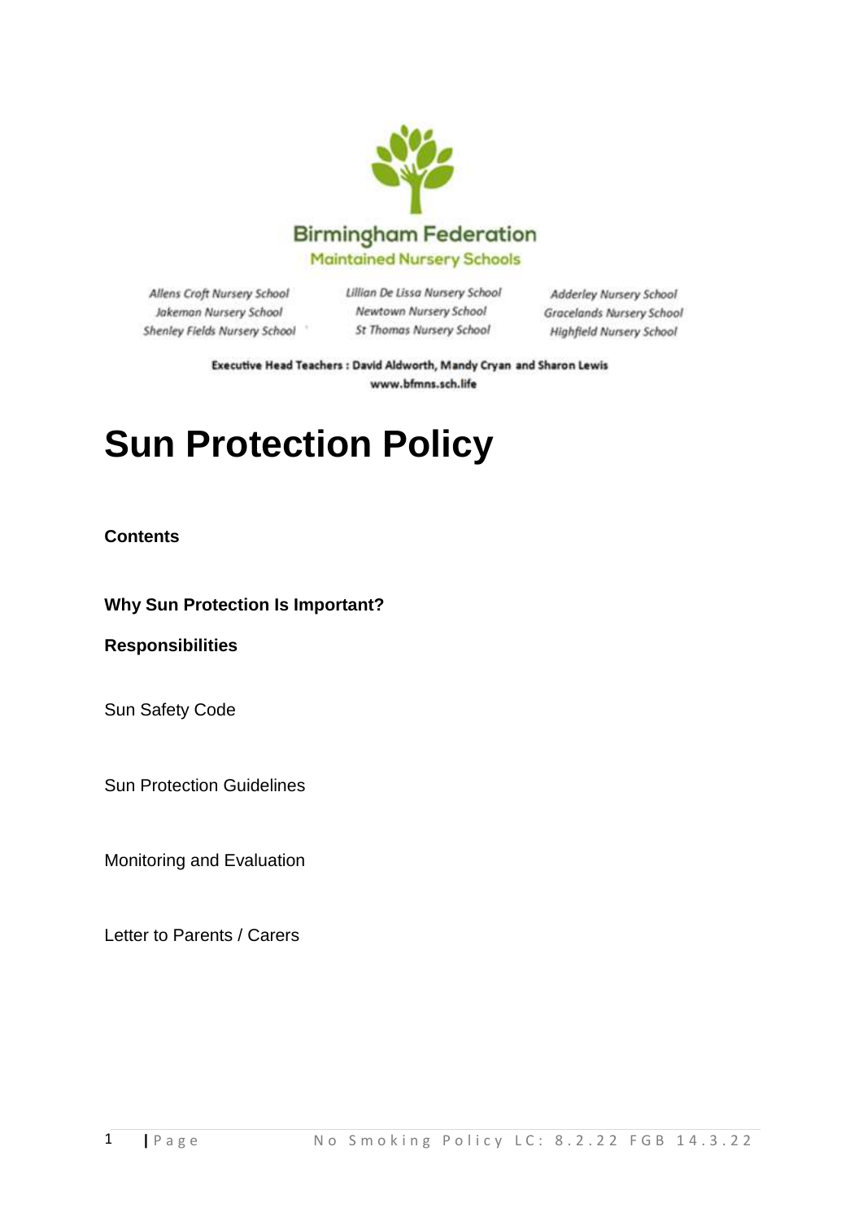Birmingham Federation

Maintained Nursery Schools

Allens Croft Nursery School
Jakeman Nursery School
Shenley Fields Nursery School

Lillian De Lissa Nursery School
Newtown Nursery School
St Thomas Nursery School

Adderley Nursery School
Gracelands Nursery School
Highfield Nursery School

**Executive Head Teachers : David Aldworth, Mandy Cryan and Sharon Lewis**
**www.bfmns.sch.life**

# Sun Protection Policy

**Contents**

**Why Sun Protection Is Important?**

**Responsibilities**

Sun Safety Code

Sun Protection Guidelines

Monitoring and Evaluation

Letter to Parents / Carers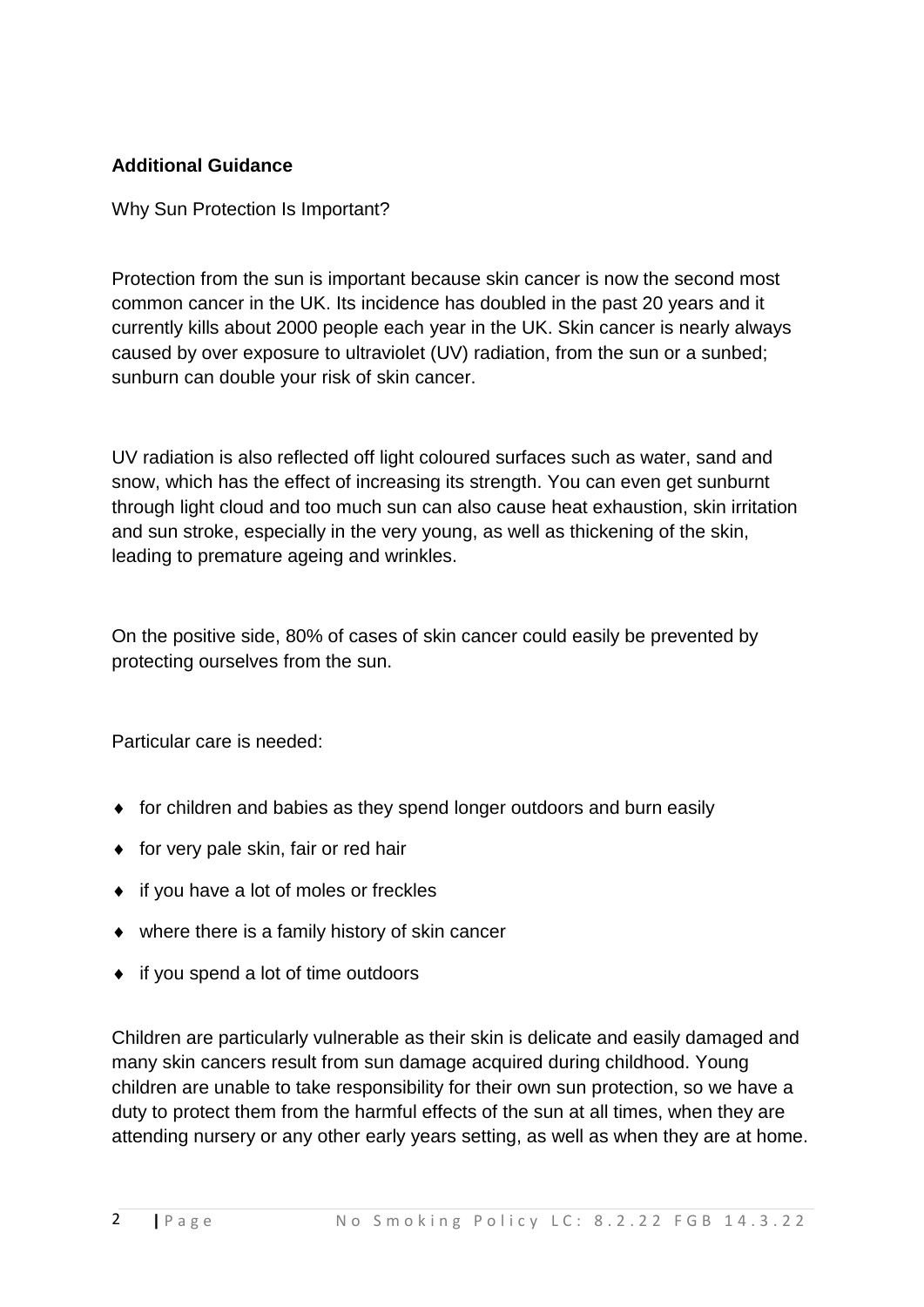**Additional Guidance**

Why Sun Protection Is Important?

Protection from the sun is important because skin cancer is now the second most common cancer in the UK. Its incidence has doubled in the past 20 years and it currently kills about 2000 people each year in the UK. Skin cancer is nearly always caused by over exposure to ultraviolet (UV) radiation, from the sun or a sunbed; sunburn can double your risk of skin cancer.

UV radiation is also reflected off light coloured surfaces such as water, sand and snow, which has the effect of increasing its strength. You can even get sunburnt through light cloud and too much sun can also cause heat exhaustion, skin irritation and sun stroke, especially in the very young, as well as thickening of the skin, leading to premature ageing and wrinkles.

On the positive side, 80% of cases of skin cancer could easily be prevented by protecting ourselves from the sun.

Particular care is needed:

- for children and babies as they spend longer outdoors and burn easily
- for very pale skin, fair or red hair
- if you have a lot of moles or freckles
- where there is a family history of skin cancer
- if you spend a lot of time outdoors

Children are particularly vulnerable as their skin is delicate and easily damaged and many skin cancers result from sun damage acquired during childhood. Young children are unable to take responsibility for their own sun protection, so we have a duty to protect them from the harmful effects of the sun at all times, when they are attending nursery or any other early years setting, as well as when they are at home.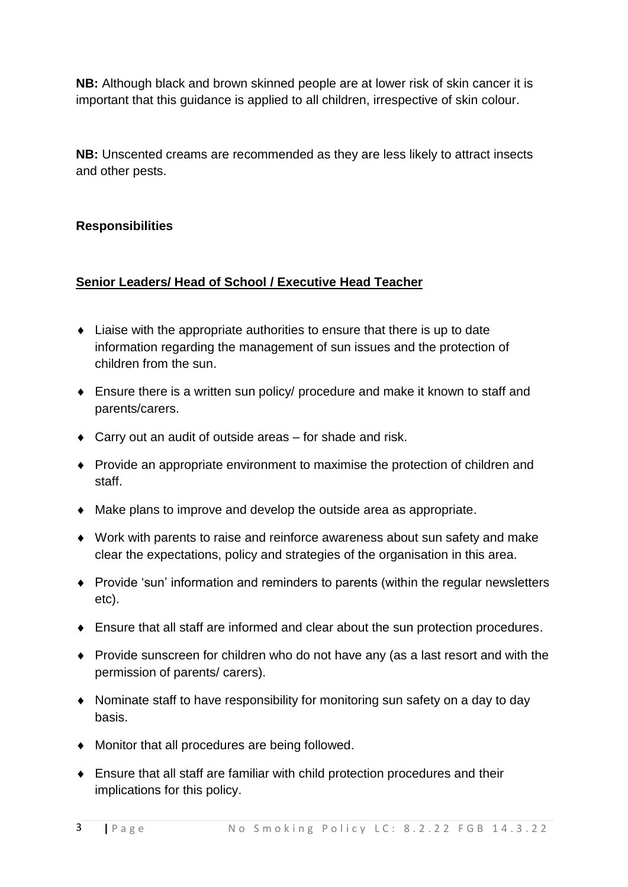**NB:** Although black and brown skinned people are at lower risk of skin cancer it is important that this guidance is applied to all children, irrespective of skin colour.

**NB:** Unscented creams are recommended as they are less likely to attract insects and other pests.

**Responsibilities**

**Senior Leaders/ Head of School / Executive Head Teacher**

- Liaise with the appropriate authorities to ensure that there is up to date information regarding the management of sun issues and the protection of children from the sun.
- Ensure there is a written sun policy/ procedure and make it known to staff and parents/carers.
- Carry out an audit of outside areas – for shade and risk.
- Provide an appropriate environment to maximise the protection of children and staff.
- Make plans to improve and develop the outside area as appropriate.
- Work with parents to raise and reinforce awareness about sun safety and make clear the expectations, policy and strategies of the organisation in this area.
- Provide 'sun' information and reminders to parents (within the regular newsletters etc).
- Ensure that all staff are informed and clear about the sun protection procedures.
- Provide sunscreen for children who do not have any (as a last resort and with the permission of parents/ carers).
- Nominate staff to have responsibility for monitoring sun safety on a day to day basis.
- Monitor that all procedures are being followed.
- Ensure that all staff are familiar with child protection procedures and their implications for this policy.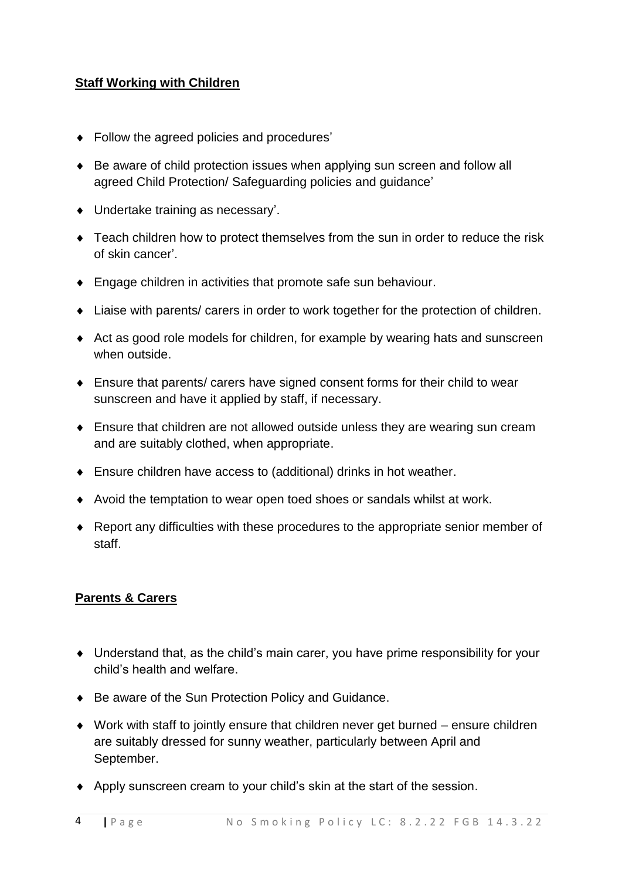**Staff Working with Children**

- Follow the agreed policies and procedures'
- Be aware of child protection issues when applying sun screen and follow all agreed Child Protection/ Safeguarding policies and guidance'
- Undertake training as necessary'.
- Teach children how to protect themselves from the sun in order to reduce the risk of skin cancer'.
- Engage children in activities that promote safe sun behaviour.
- Liaise with parents/ carers in order to work together for the protection of children.
- Act as good role models for children, for example by wearing hats and sunscreen when outside.
- Ensure that parents/ carers have signed consent forms for their child to wear sunscreen and have it applied by staff, if necessary.
- Ensure that children are not allowed outside unless they are wearing sun cream and are suitably clothed, when appropriate.
- Ensure children have access to (additional) drinks in hot weather.
- Avoid the temptation to wear open toed shoes or sandals whilst at work.
- Report any difficulties with these procedures to the appropriate senior member of staff.

**Parents & Carers**

- Understand that, as the child's main carer, you have prime responsibility for your child's health and welfare.
- Be aware of the Sun Protection Policy and Guidance.
- Work with staff to jointly ensure that children never get burned – ensure children are suitably dressed for sunny weather, particularly between April and September.
- Apply sunscreen cream to your child's skin at the start of the session.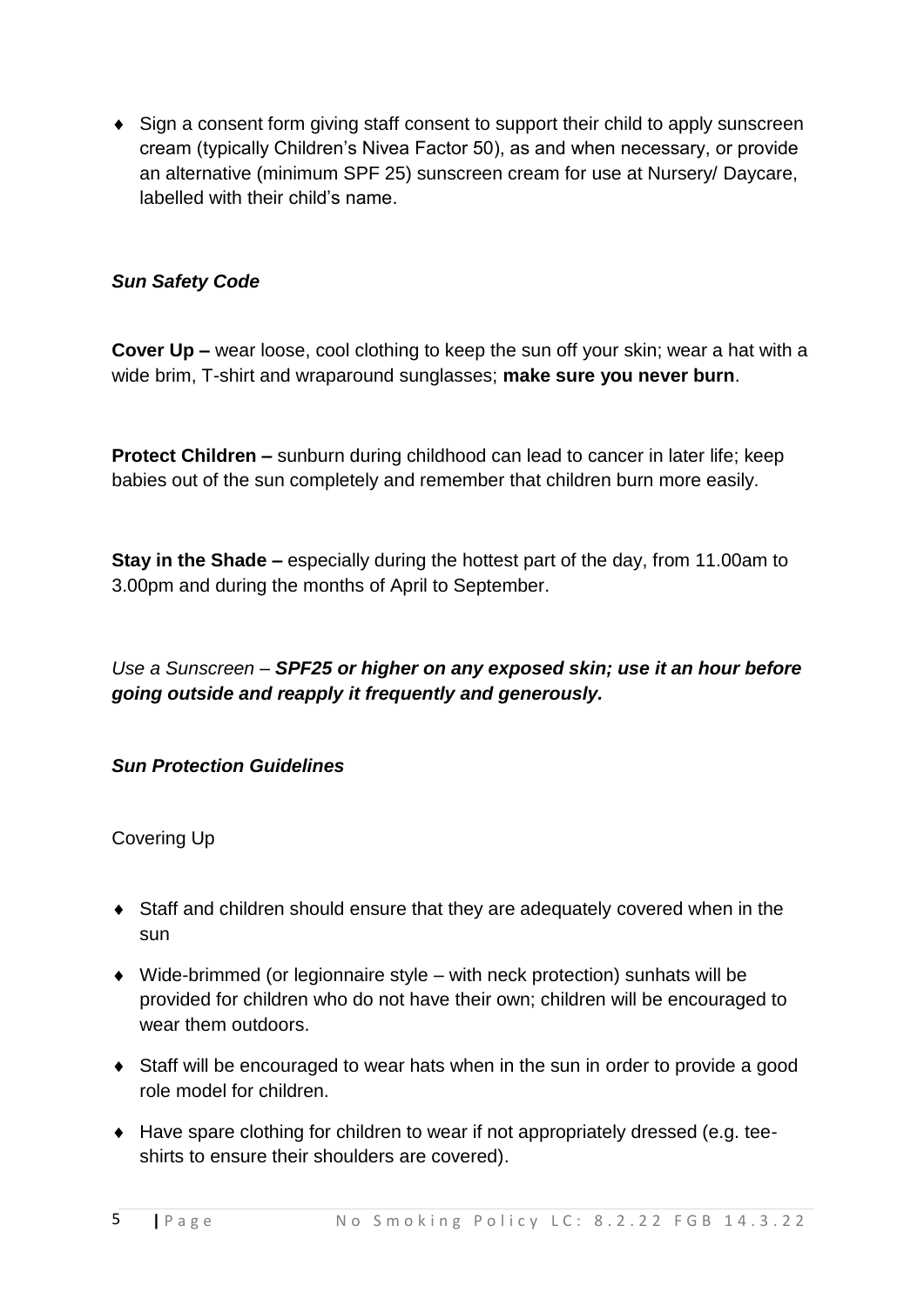- Sign a consent form giving staff consent to support their child to apply sunscreen cream (typically Children's Nivea Factor 50), as and when necessary, or provide an alternative (minimum SPF 25) sunscreen cream for use at Nursery/ Daycare, labelled with their child's name.

***Sun Safety Code***

**Cover Up –** wear loose, cool clothing to keep the sun off your skin; wear a hat with a wide brim, T-shirt and wraparound sunglasses; **make sure you never burn**.

**Protect Children –** sunburn during childhood can lead to cancer in later life; keep babies out of the sun completely and remember that children burn more easily.

**Stay in the Shade –** especially during the hottest part of the day, from 11.00am to 3.00pm and during the months of April to September.

*Use a Sunscreen –* ***SPF25 or higher on any exposed skin; use it an hour before going outside and reapply it frequently and generously.***

***Sun Protection Guidelines***

Covering Up

- Staff and children should ensure that they are adequately covered when in the sun
- Wide-brimmed (or legionnaire style – with neck protection) sunhats will be provided for children who do not have their own; children will be encouraged to wear them outdoors.
- Staff will be encouraged to wear hats when in the sun in order to provide a good role model for children.
- Have spare clothing for children to wear if not appropriately dressed (e.g. tee-shirts to ensure their shoulders are covered).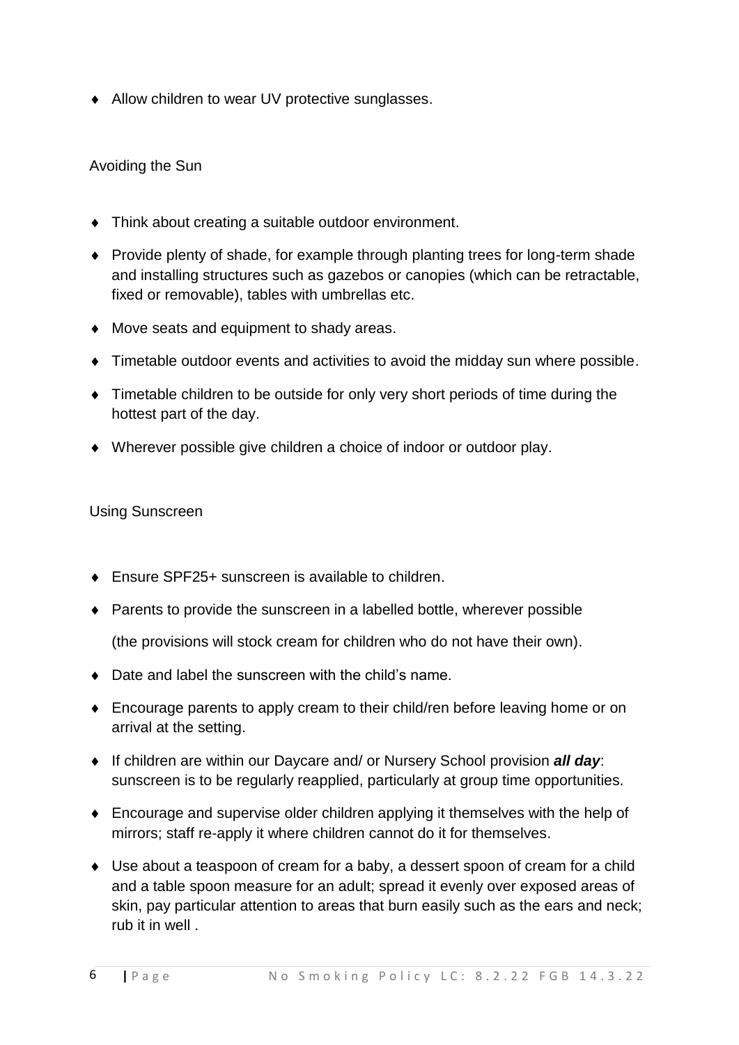- Allow children to wear UV protective sunglasses.

Avoiding the Sun

- Think about creating a suitable outdoor environment.
- Provide plenty of shade, for example through planting trees for long-term shade and installing structures such as gazebos or canopies (which can be retractable, fixed or removable), tables with umbrellas etc.
- Move seats and equipment to shady areas.
- Timetable outdoor events and activities to avoid the midday sun where possible.
- Timetable children to be outside for only very short periods of time during the hottest part of the day.
- Wherever possible give children a choice of indoor or outdoor play.

Using Sunscreen

- Ensure SPF25+ sunscreen is available to children.
- Parents to provide the sunscreen in a labelled bottle, wherever possible

  (the provisions will stock cream for children who do not have their own).
- Date and label the sunscreen with the child's name.
- Encourage parents to apply cream to their child/ren before leaving home or on arrival at the setting.
- If children are within our Daycare and/ or Nursery School provision ***all day***: sunscreen is to be regularly reapplied, particularly at group time opportunities.
- Encourage and supervise older children applying it themselves with the help of mirrors; staff re-apply it where children cannot do it for themselves.
- Use about a teaspoon of cream for a baby, a dessert spoon of cream for a child and a table spoon measure for an adult; spread it evenly over exposed areas of skin, pay particular attention to areas that burn easily such as the ears and neck; rub it in well .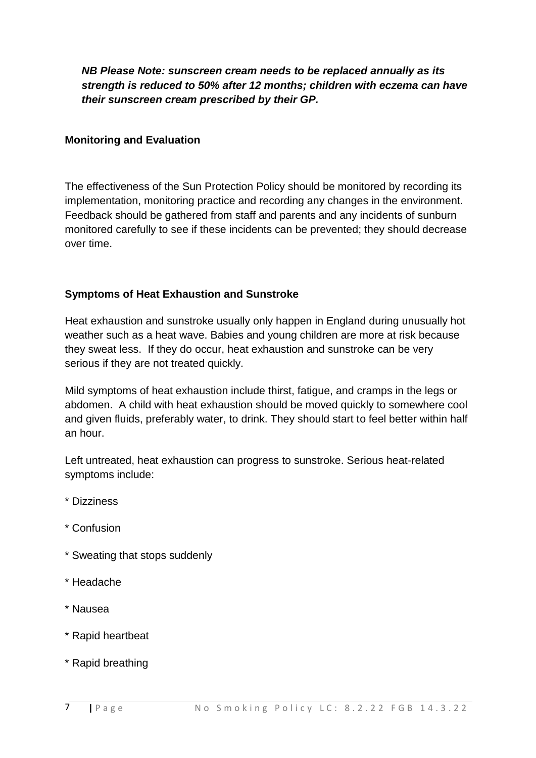***NB Please Note: sunscreen cream needs to be replaced annually as its strength is reduced to 50% after 12 months; children with eczema can have their sunscreen cream prescribed by their GP.***

**Monitoring and Evaluation**

The effectiveness of the Sun Protection Policy should be monitored by recording its implementation, monitoring practice and recording any changes in the environment. Feedback should be gathered from staff and parents and any incidents of sunburn monitored carefully to see if these incidents can be prevented; they should decrease over time.

**Symptoms of Heat Exhaustion and Sunstroke**

Heat exhaustion and sunstroke usually only happen in England during unusually hot weather such as a heat wave. Babies and young children are more at risk because they sweat less. If they do occur, heat exhaustion and sunstroke can be very serious if they are not treated quickly.

Mild symptoms of heat exhaustion include thirst, fatigue, and cramps in the legs or abdomen. A child with heat exhaustion should be moved quickly to somewhere cool and given fluids, preferably water, to drink. They should start to feel better within half an hour.

Left untreated, heat exhaustion can progress to sunstroke. Serious heat-related symptoms include:

* Dizziness
* Confusion
* Sweating that stops suddenly
* Headache
* Nausea
* Rapid heartbeat
* Rapid breathing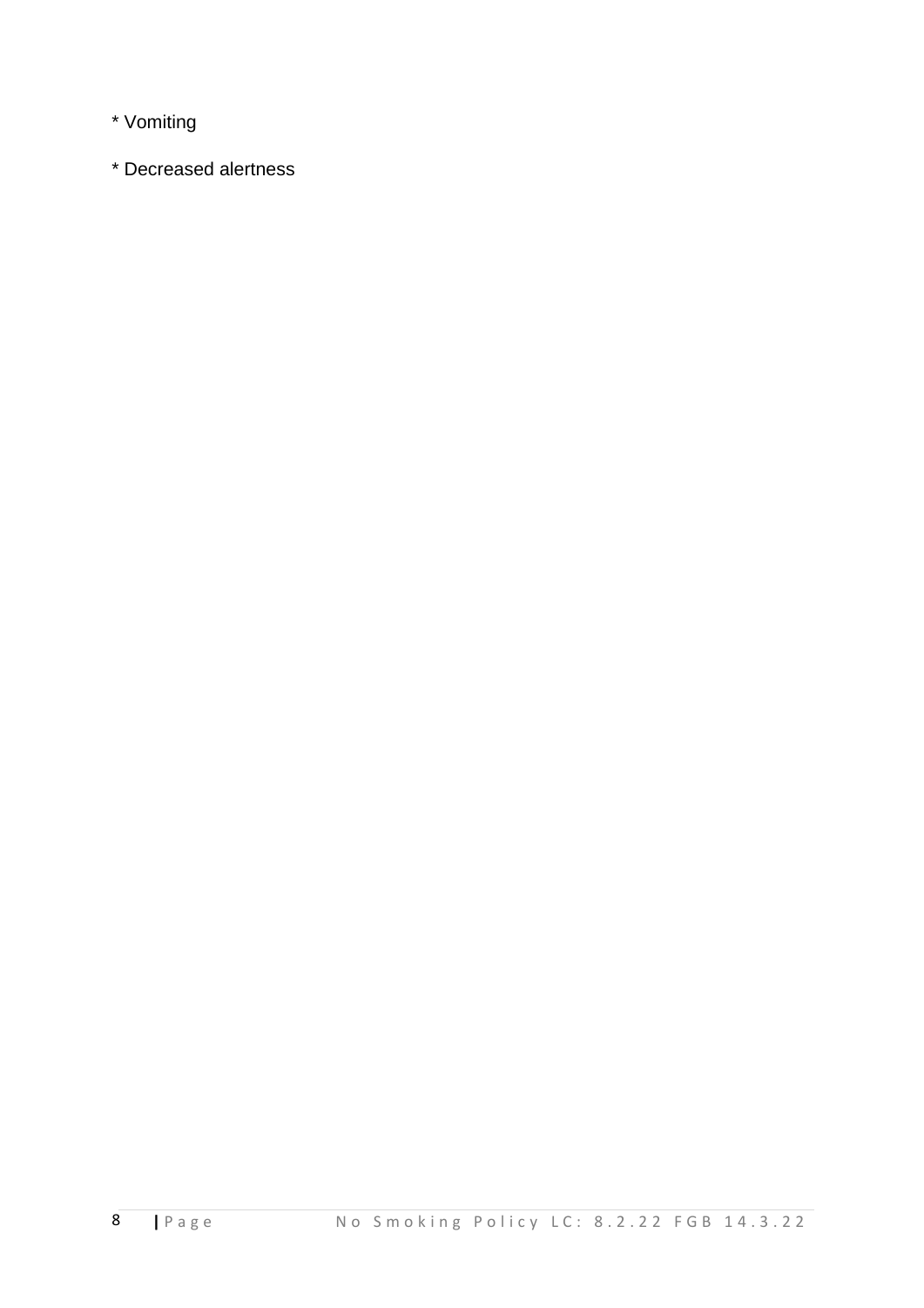* Vomiting

* Decreased alertness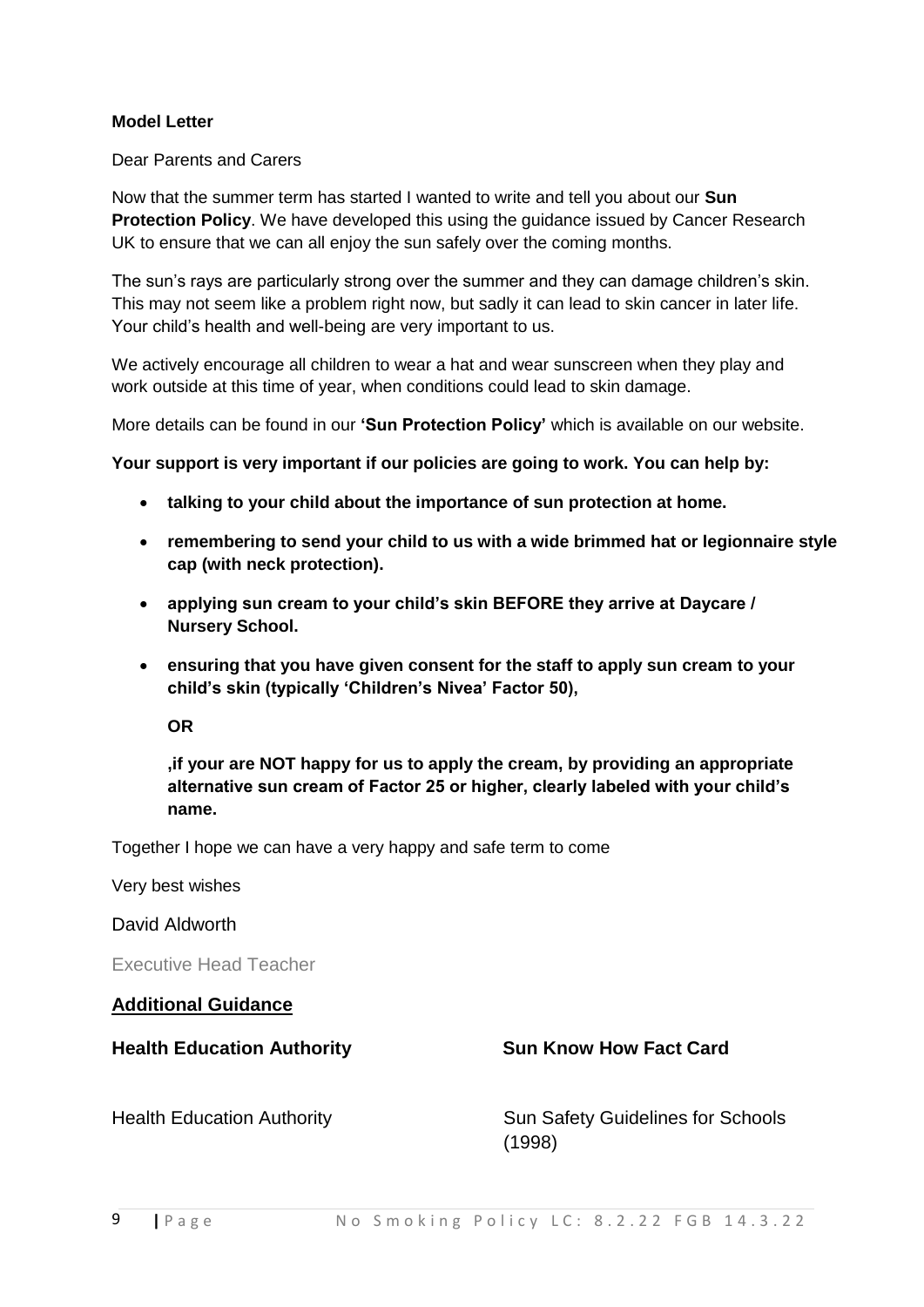**Model Letter**

Dear Parents and Carers

Now that the summer term has started I wanted to write and tell you about our **Sun Protection Policy**. We have developed this using the guidance issued by Cancer Research UK to ensure that we can all enjoy the sun safely over the coming months.

The sun's rays are particularly strong over the summer and they can damage children's skin. This may not seem like a problem right now, but sadly it can lead to skin cancer in later life. Your child's health and well-being are very important to us.

We actively encourage all children to wear a hat and wear sunscreen when they play and work outside at this time of year, when conditions could lead to skin damage.

More details can be found in our **'Sun Protection Policy'** which is available on our website.

**Your support is very important if our policies are going to work. You can help by:**

- **talking to your child about the importance of sun protection at home.**
- **remembering to send your child to us with a wide brimmed hat or legionnaire style cap (with neck protection).**
- **applying sun cream to your child's skin BEFORE they arrive at Daycare / Nursery School.**
- **ensuring that you have given consent for the staff to apply sun cream to your child's skin (typically 'Children's Nivea' Factor 50),**

  **OR**

  **,if your are NOT happy for us to apply the cream, by providing an appropriate alternative sun cream of Factor 25 or higher, clearly labeled with your child's name.**

Together I hope we can have a very happy and safe term to come

Very best wishes

David Aldworth

Executive Head Teacher

## Additional Guidance

| **Health Education Authority** | **Sun Know How Fact Card** |
|---|---|
| Health Education Authority | Sun Safety Guidelines for Schools (1998) |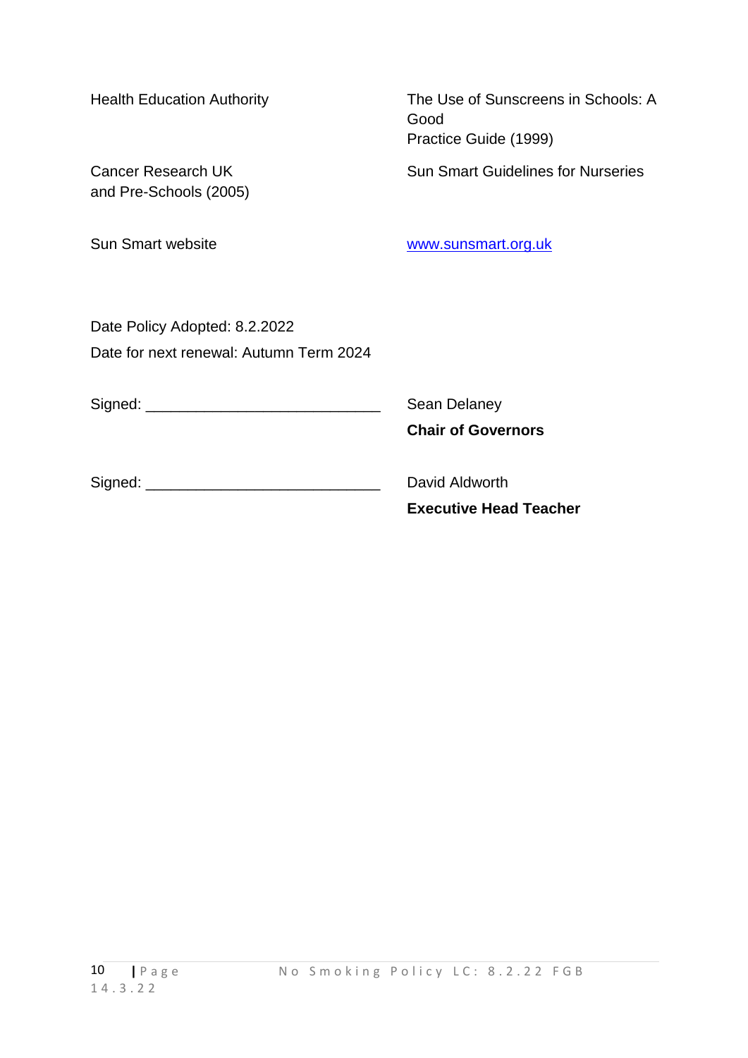| | |
|---|---|
| Health Education Authority | The Use of Sunscreens in Schools: A Good Practice Guide (1999) |
| Cancer Research UK and Pre-Schools (2005) | Sun Smart Guidelines for Nurseries |
| Sun Smart website | www.sunsmart.org.uk |

Date Policy Adopted: 8.2.2022

Date for next renewal: Autumn Term 2024

Signed: ____________________________ Sean Delaney
**Chair of Governors**

Signed: ____________________________ David Aldworth
**Executive Head Teacher**